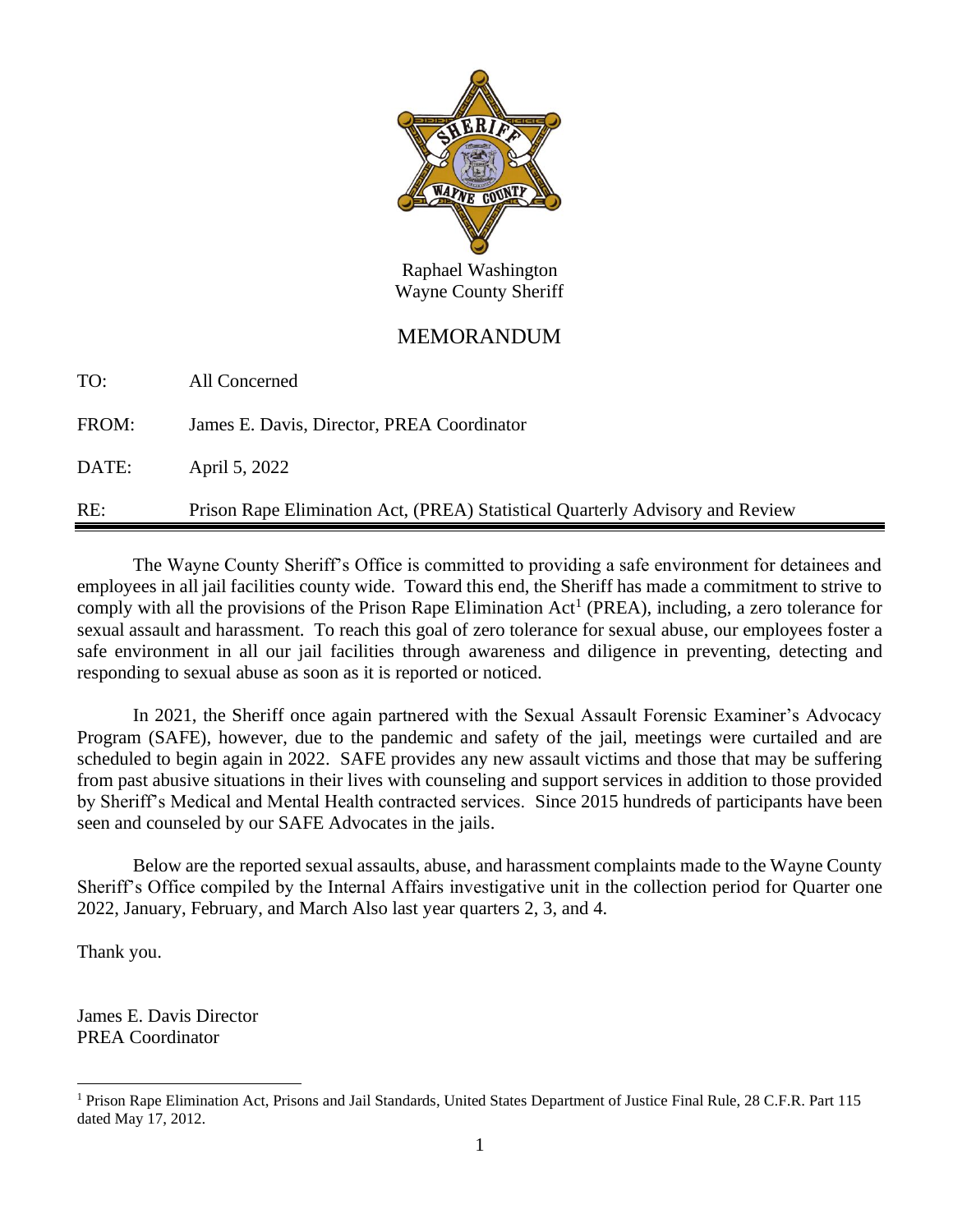Raphael Washington
Wayne County Sheriff

# MEMORANDUM

| | |
|---|---|
| TO: | All Concerned |
| FROM: | James E. Davis, Director, PREA Coordinator |
| DATE: | April 5, 2022 |
| RE: | Prison Rape Elimination Act, (PREA) Statistical Quarterly Advisory and Review |

The Wayne County Sheriff's Office is committed to providing a safe environment for detainees and employees in all jail facilities county wide. Toward this end, the Sheriff has made a commitment to strive to comply with all the provisions of the Prison Rape Elimination Act[1] (PREA), including, a zero tolerance for sexual assault and harassment. To reach this goal of zero tolerance for sexual abuse, our employees foster a safe environment in all our jail facilities through awareness and diligence in preventing, detecting and responding to sexual abuse as soon as it is reported or noticed.

In 2021, the Sheriff once again partnered with the Sexual Assault Forensic Examiner's Advocacy Program (SAFE), however, due to the pandemic and safety of the jail, meetings were curtailed and are scheduled to begin again in 2022. SAFE provides any new assault victims and those that may be suffering from past abusive situations in their lives with counseling and support services in addition to those provided by Sheriff's Medical and Mental Health contracted services. Since 2015 hundreds of participants have been seen and counseled by our SAFE Advocates in the jails.

Below are the reported sexual assaults, abuse, and harassment complaints made to the Wayne County Sheriff's Office compiled by the Internal Affairs investigative unit in the collection period for Quarter one 2022, January, February, and March Also last year quarters 2, 3, and 4.

Thank you.

James E. Davis Director
PREA Coordinator

[1] Prison Rape Elimination Act, Prisons and Jail Standards, United States Department of Justice Final Rule, 28 C.F.R. Part 115 dated May 17, 2012.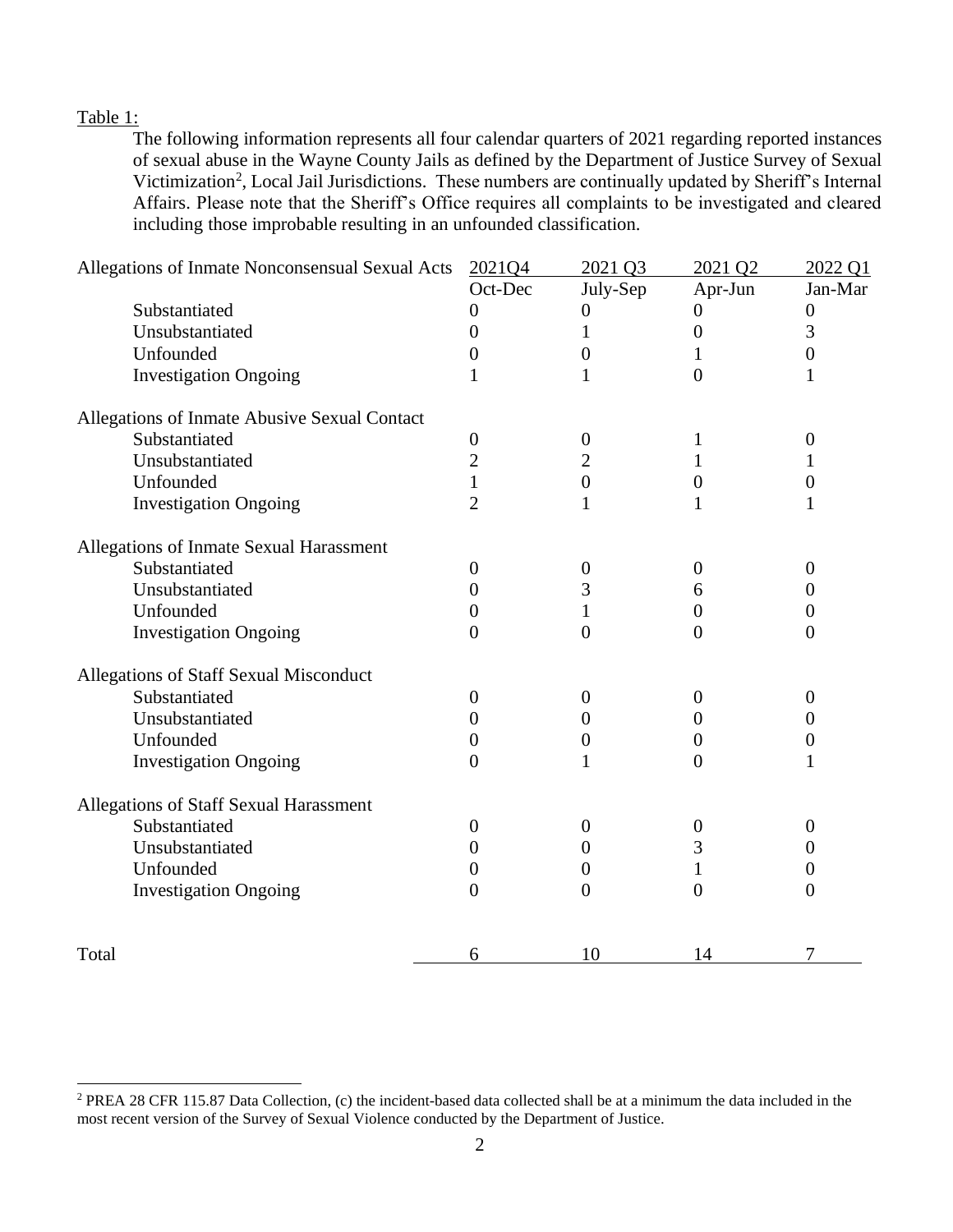Table 1:

The following information represents all four calendar quarters of 2021 regarding reported instances of sexual abuse in the Wayne County Jails as defined by the Department of Justice Survey of Sexual Victimization[2], Local Jail Jurisdictions. These numbers are continually updated by Sheriff's Internal Affairs. Please note that the Sheriff's Office requires all complaints to be investigated and cleared including those improbable resulting in an unfounded classification.

| Allegations of Inmate Nonconsensual Sexual Acts | 2021Q4 Oct-Dec | 2021 Q3 July-Sep | 2021 Q2 Apr-Jun | 2022 Q1 Jan-Mar |
|---|---|---|---|---|
| Substantiated | 0 | 0 | 0 | 0 |
| Unsubstantiated | 0 | 1 | 0 | 3 |
| Unfounded | 0 | 0 | 1 | 0 |
| Investigation Ongoing | 1 | 1 | 0 | 1 |
| **Allegations of Inmate Abusive Sexual Contact** | | | | |
| Substantiated | 0 | 0 | 1 | 0 |
| Unsubstantiated | 2 | 2 | 1 | 1 |
| Unfounded | 1 | 0 | 0 | 0 |
| Investigation Ongoing | 2 | 1 | 1 | 1 |
| **Allegations of Inmate Sexual Harassment** | | | | |
| Substantiated | 0 | 0 | 0 | 0 |
| Unsubstantiated | 0 | 3 | 6 | 0 |
| Unfounded | 0 | 1 | 0 | 0 |
| Investigation Ongoing | 0 | 0 | 0 | 0 |
| **Allegations of Staff Sexual Misconduct** | | | | |
| Substantiated | 0 | 0 | 0 | 0 |
| Unsubstantiated | 0 | 0 | 0 | 0 |
| Unfounded | 0 | 0 | 0 | 0 |
| Investigation Ongoing | 0 | 1 | 0 | 1 |
| **Allegations of Staff Sexual Harassment** | | | | |
| Substantiated | 0 | 0 | 0 | 0 |
| Unsubstantiated | 0 | 0 | 3 | 0 |
| Unfounded | 0 | 0 | 1 | 0 |
| Investigation Ongoing | 0 | 0 | 0 | 0 |
| Total | 6 | 10 | 14 | 7 |

[2] PREA 28 CFR 115.87 Data Collection, (c) the incident-based data collected shall be at a minimum the data included in the most recent version of the Survey of Sexual Violence conducted by the Department of Justice.